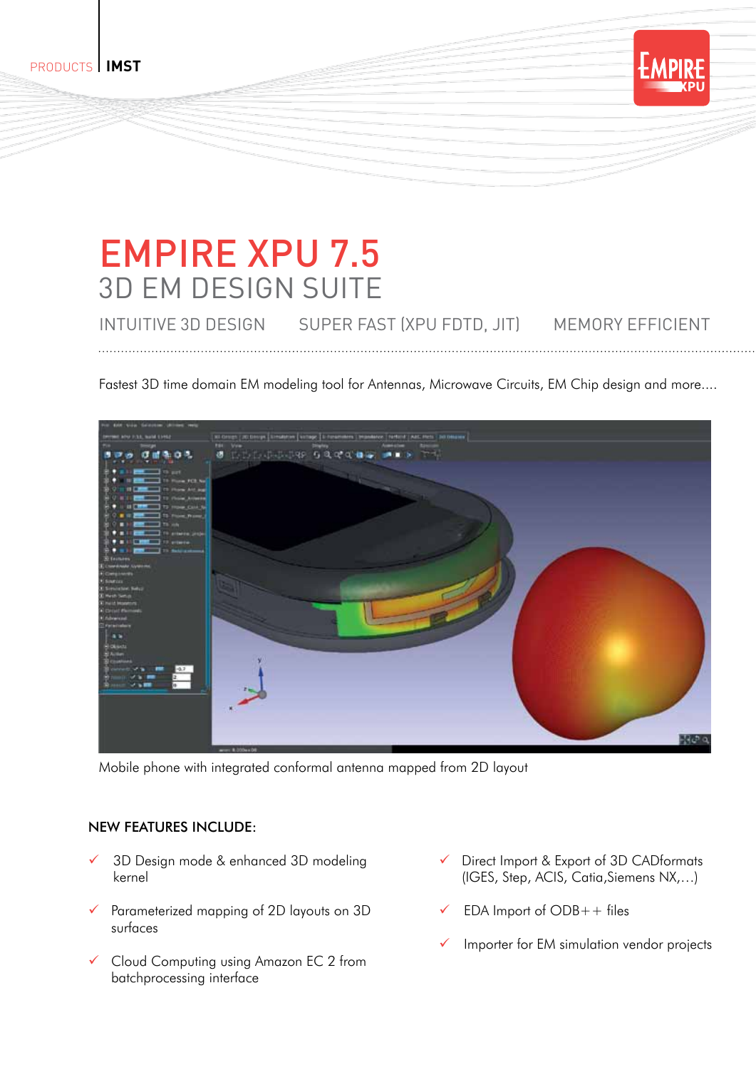PRODUCTS | **IMST**

# EMPIRE XPU 7.5

## 3D EM DESIGN SUITE

INTUITIVE 3D DESIGN    SUPER FAST (XPU FDTD, JIT)    MEMORY EFFICIENT

Fastest 3D time domain EM modeling tool for Antennas, Microwave Circuits, EM Chip design and more....

Mobile phone with integrated conformal antenna mapped from 2D layout

### NEW FEATURES INCLUDE:

- ✓ 3D Design mode & enhanced 3D modeling kernel
- ✓ Parameterized mapping of 2D layouts on 3D surfaces
- ✓ Cloud Computing using Amazon EC 2 from batchprocessing interface
- ✓ Direct Import & Export of 3D CADformats (IGES, Step, ACIS, Catia,Siemens NX,...)
- ✓ EDA Import of ODB++ files
- ✓ Importer for EM simulation vendor projects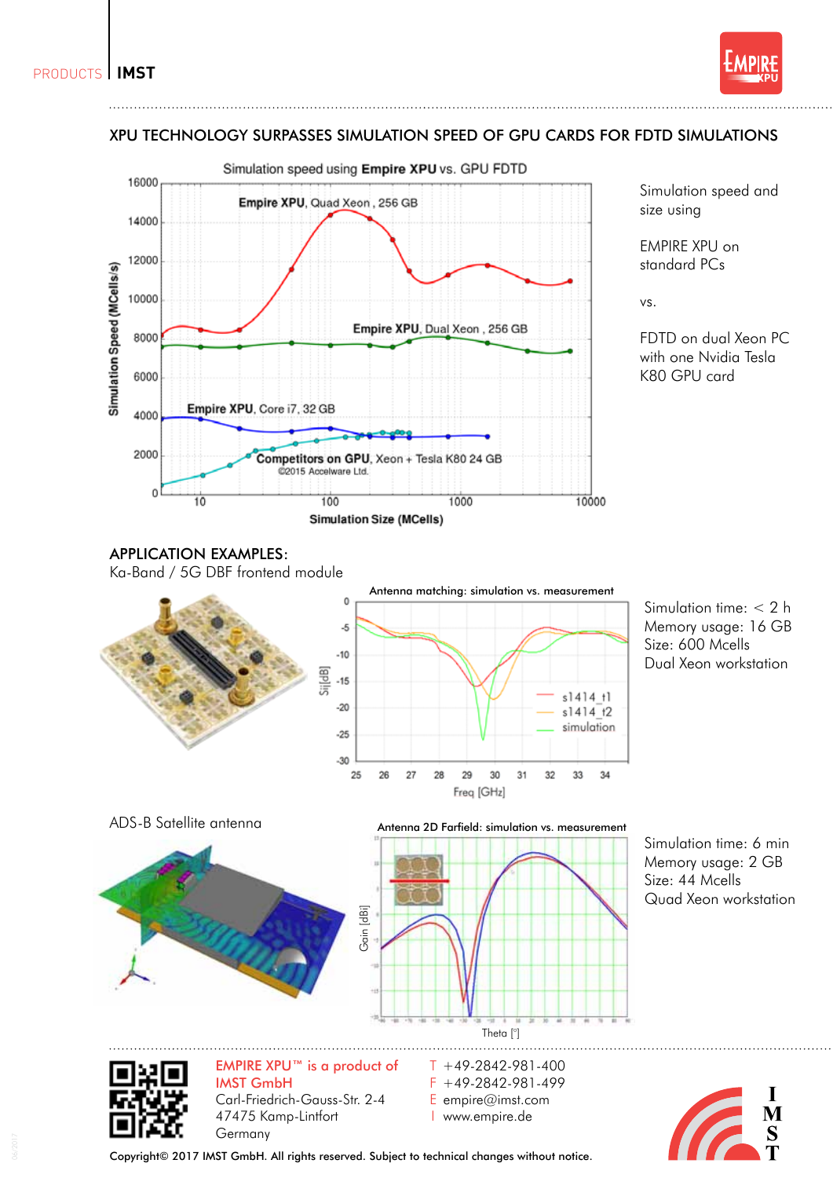## XPU TECHNOLOGY SURPASSES SIMULATION SPEED OF GPU CARDS FOR FDTD SIMULATIONS

Simulation speed using **Empire XPU** vs. GPU FDTD

Simulation Speed (MCells/s)

16000
14000
12000
10000
8000
6000
4000
2000
0

10
100
1000
10000

Simulation Size (MCells)

**Empire XPU**, Quad Xeon , 256 GB

**Empire XPU**, Dual Xeon , 256 GB

**Empire XPU**, Core i7, 32 GB

**Competitors on GPU**, Xeon + Tesla K80 24 GB

©2015 Accelware Ltd.

Simulation speed and size using

EMPIRE XPU on standard PCs

vs.

FDTD on dual Xeon PC with one Nvidia Tesla K80 GPU card

## APPLICATION EXAMPLES:

Ka-Band / 5G DBF frontend module

Antenna matching: simulation vs. measurement

Sii [dB]

0
-5
-10
-15
-20
-25
-30

25
26
27
28
29
30
31
32
33
34

Freq [GHz]

s1414_t1
s1414_t2
simulation

Simulation time: < 2 h
Memory usage: 16 GB
Size: 600 Mcells
Dual Xeon workstation

ADS-B Satellite antenna

Antenna 2D Farfield: simulation vs. measurement

Gain [dBi]

Theta [°]

Simulation time: 6 min
Memory usage: 2 GB
Size: 44 Mcells
Quad Xeon workstation

EMPIRE XPU™ is a product of
IMST GmbH
Carl-Friedrich-Gauss-Str. 2-4
47475 Kamp-Lintfort
Germany

T +49-2842-981-400
F +49-2842-981-499
E empire@imst.com
I www.empire.de

Copyright© 2017 IMST GmbH. All rights reserved. Subject to technical changes without notice.